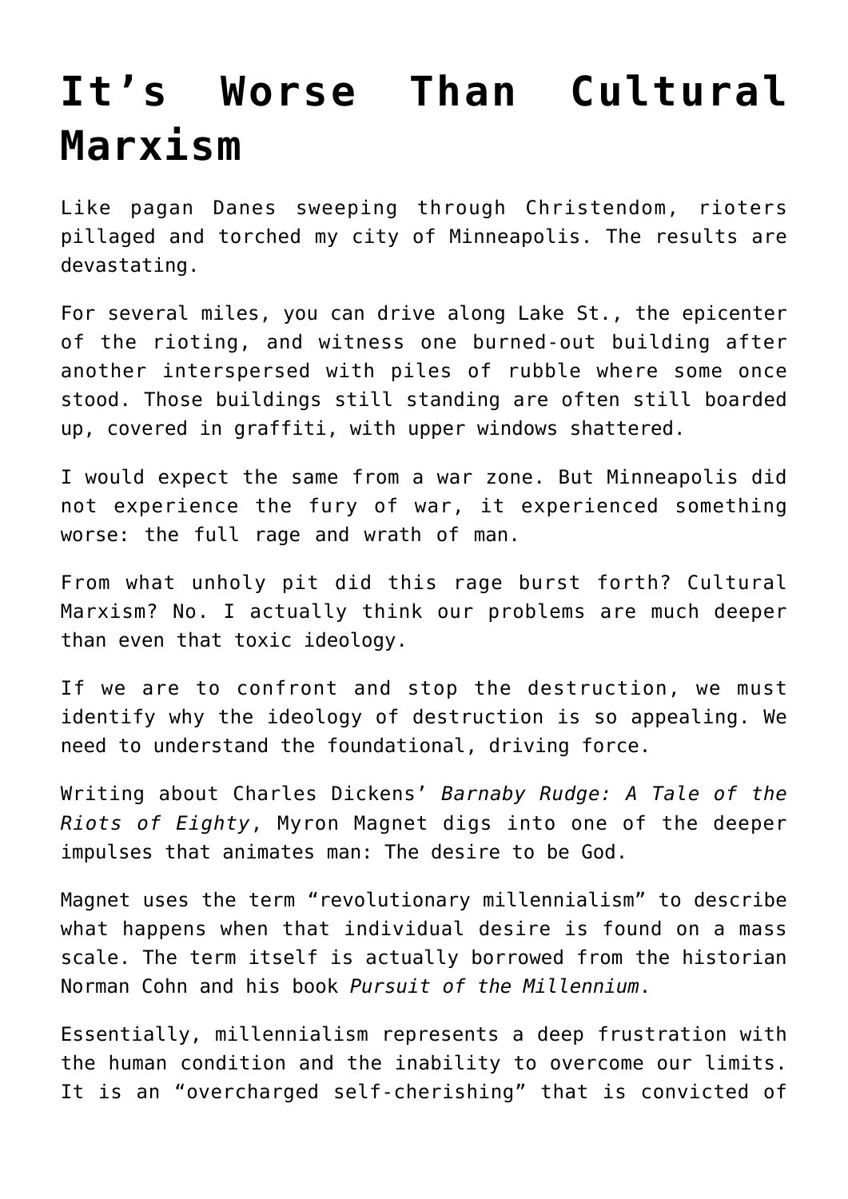# It's Worse Than Cultural Marxism

Like pagan Danes sweeping through Christendom, rioters pillaged and torched my city of Minneapolis. The results are devastating.

For several miles, you can drive along Lake St., the epicenter of the rioting, and witness one burned-out building after another interspersed with piles of rubble where some once stood. Those buildings still standing are often still boarded up, covered in graffiti, with upper windows shattered.

I would expect the same from a war zone. But Minneapolis did not experience the fury of war, it experienced something worse: the full rage and wrath of man.

From what unholy pit did this rage burst forth? Cultural Marxism? No. I actually think our problems are much deeper than even that toxic ideology.

If we are to confront and stop the destruction, we must identify why the ideology of destruction is so appealing. We need to understand the foundational, driving force.

Writing about Charles Dickens' *Barnaby Rudge: A Tale of the Riots of Eighty*, Myron Magnet digs into one of the deeper impulses that animates man: The desire to be God.

Magnet uses the term "revolutionary millennialism" to describe what happens when that individual desire is found on a mass scale. The term itself is actually borrowed from the historian Norman Cohn and his book *Pursuit of the Millennium*.

Essentially, millennialism represents a deep frustration with the human condition and the inability to overcome our limits. It is an "overcharged self-cherishing" that is convicted of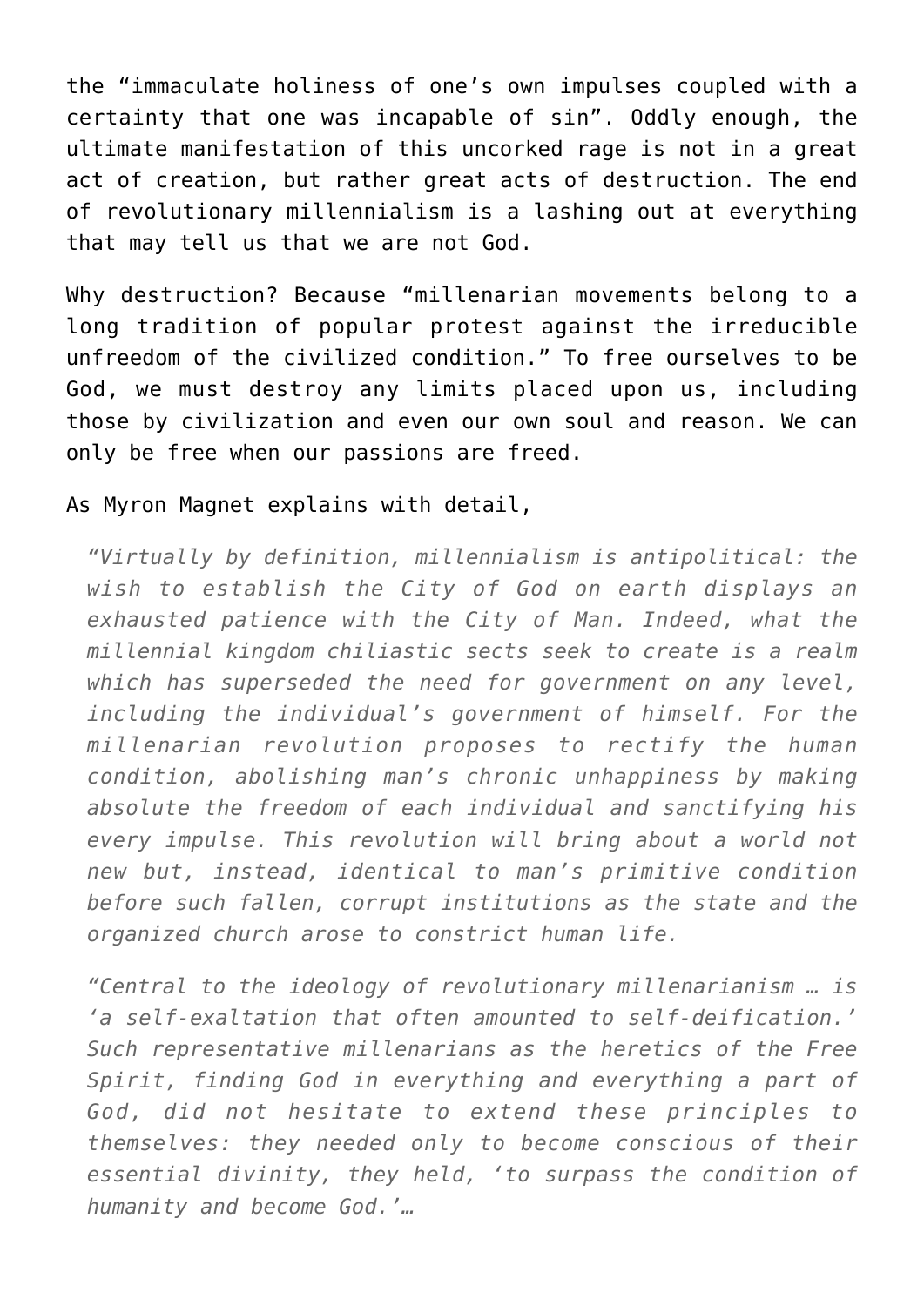the "immaculate holiness of one's own impulses coupled with a certainty that one was incapable of sin". Oddly enough, the ultimate manifestation of this uncorked rage is not in a great act of creation, but rather great acts of destruction. The end of revolutionary millennialism is a lashing out at everything that may tell us that we are not God.

Why destruction? Because "millenarian movements belong to a long tradition of popular protest against the irreducible unfreedom of the civilized condition." To free ourselves to be God, we must destroy any limits placed upon us, including those by civilization and even our own soul and reason. We can only be free when our passions are freed.

As Myron Magnet explains with detail,

> *"Virtually by definition, millennialism is antipolitical: the wish to establish the City of God on earth displays an exhausted patience with the City of Man. Indeed, what the millennial kingdom chiliastic sects seek to create is a realm which has superseded the need for government on any level, including the individual's government of himself. For the millenarian revolution proposes to rectify the human condition, abolishing man's chronic unhappiness by making absolute the freedom of each individual and sanctifying his every impulse. This revolution will bring about a world not new but, instead, identical to man's primitive condition before such fallen, corrupt institutions as the state and the organized church arose to constrict human life.*
>
> *"Central to the ideology of revolutionary millenarianism … is 'a self-exaltation that often amounted to self-deification.' Such representative millenarians as the heretics of the Free Spirit, finding God in everything and everything a part of God, did not hesitate to extend these principles to themselves: they needed only to become conscious of their essential divinity, they held, 'to surpass the condition of humanity and become God.'…*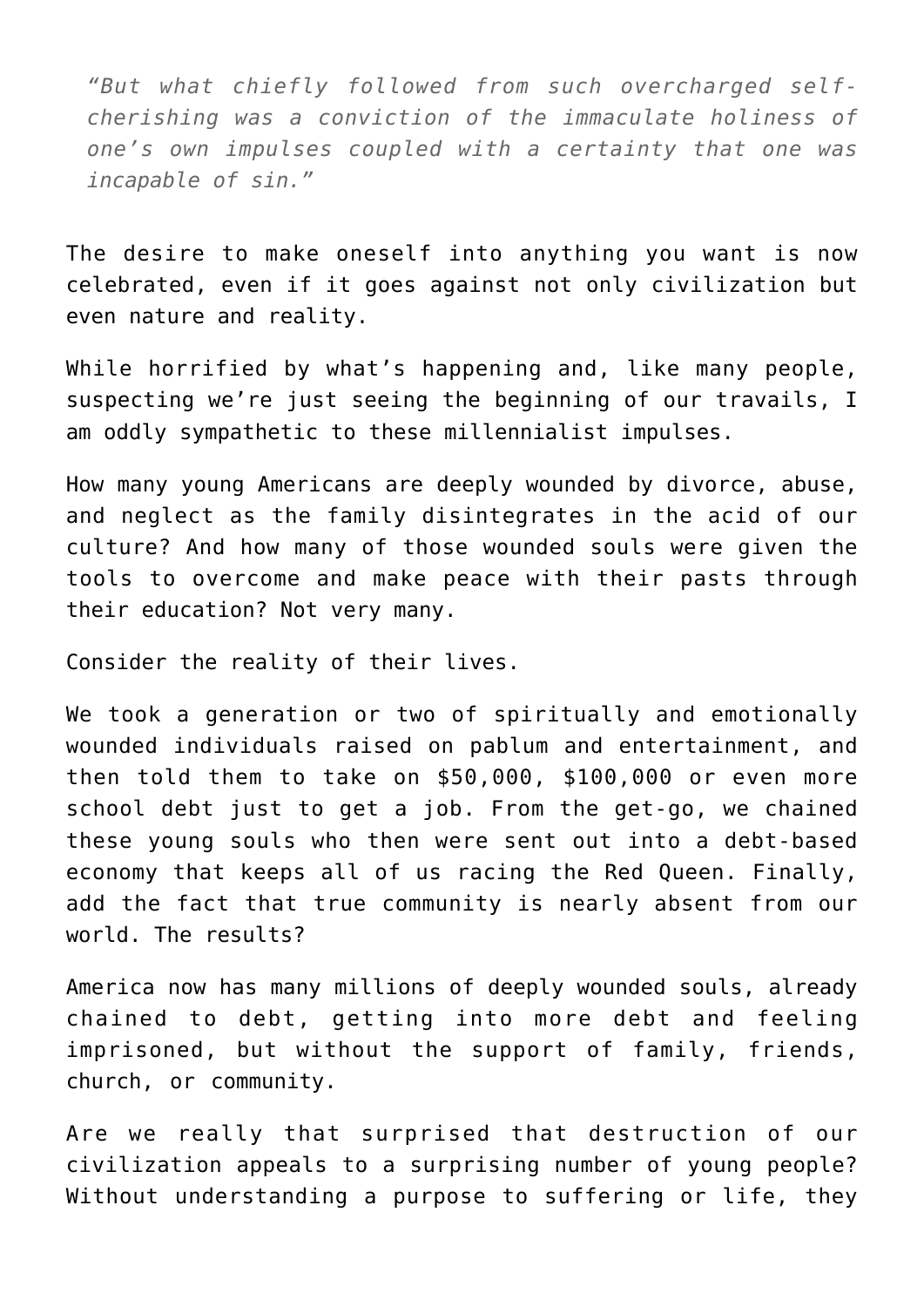> *"But what chiefly followed from such overcharged self-cherishing was a conviction of the immaculate holiness of one's own impulses coupled with a certainty that one was incapable of sin."*

The desire to make oneself into anything you want is now celebrated, even if it goes against not only civilization but even nature and reality.

While horrified by what's happening and, like many people, suspecting we're just seeing the beginning of our travails, I am oddly sympathetic to these millennialist impulses.

How many young Americans are deeply wounded by divorce, abuse, and neglect as the family disintegrates in the acid of our culture? And how many of those wounded souls were given the tools to overcome and make peace with their pasts through their education? Not very many.

Consider the reality of their lives.

We took a generation or two of spiritually and emotionally wounded individuals raised on pablum and entertainment, and then told them to take on $50,000, $100,000 or even more school debt just to get a job. From the get-go, we chained these young souls who then were sent out into a debt-based economy that keeps all of us racing the Red Queen. Finally, add the fact that true community is nearly absent from our world. The results?

America now has many millions of deeply wounded souls, already chained to debt, getting into more debt and feeling imprisoned, but without the support of family, friends, church, or community.

Are we really that surprised that destruction of our civilization appeals to a surprising number of young people? Without understanding a purpose to suffering or life, they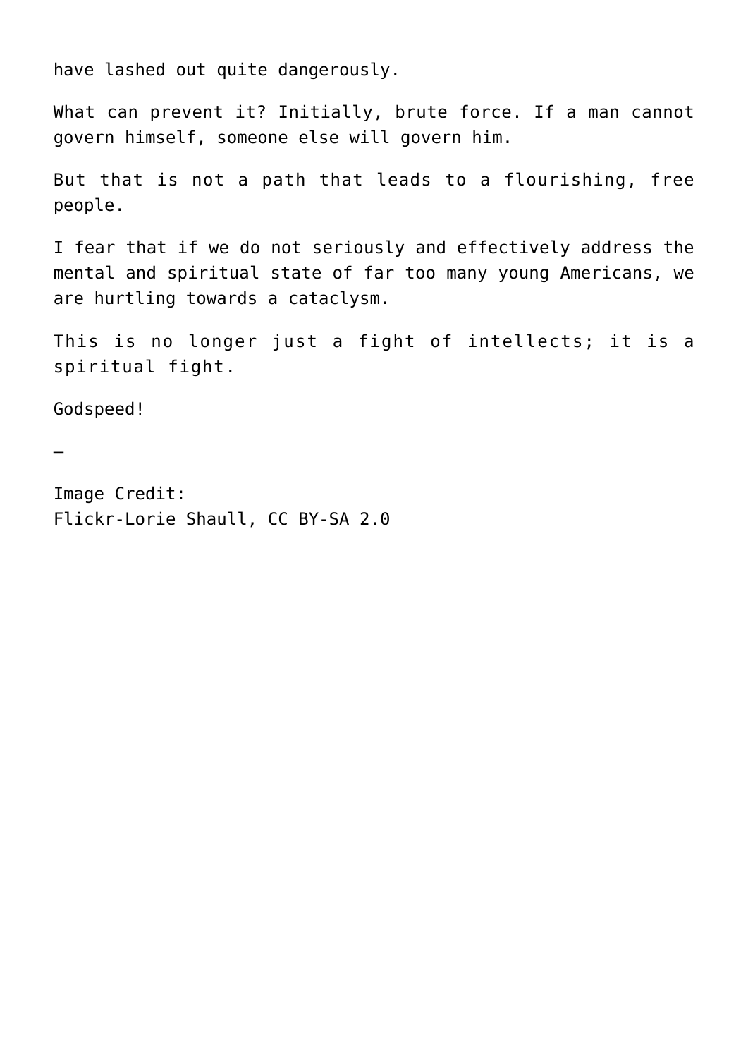have lashed out quite dangerously.

What can prevent it? Initially, brute force. If a man cannot govern himself, someone else will govern him.

But that is not a path that leads to a flourishing, free people.

I fear that if we do not seriously and effectively address the mental and spiritual state of far too many young Americans, we are hurtling towards a cataclysm.

This is no longer just a fight of intellects; it is a spiritual fight.

Godspeed!

—

Image Credit:
Flickr-Lorie Shaull, CC BY-SA 2.0